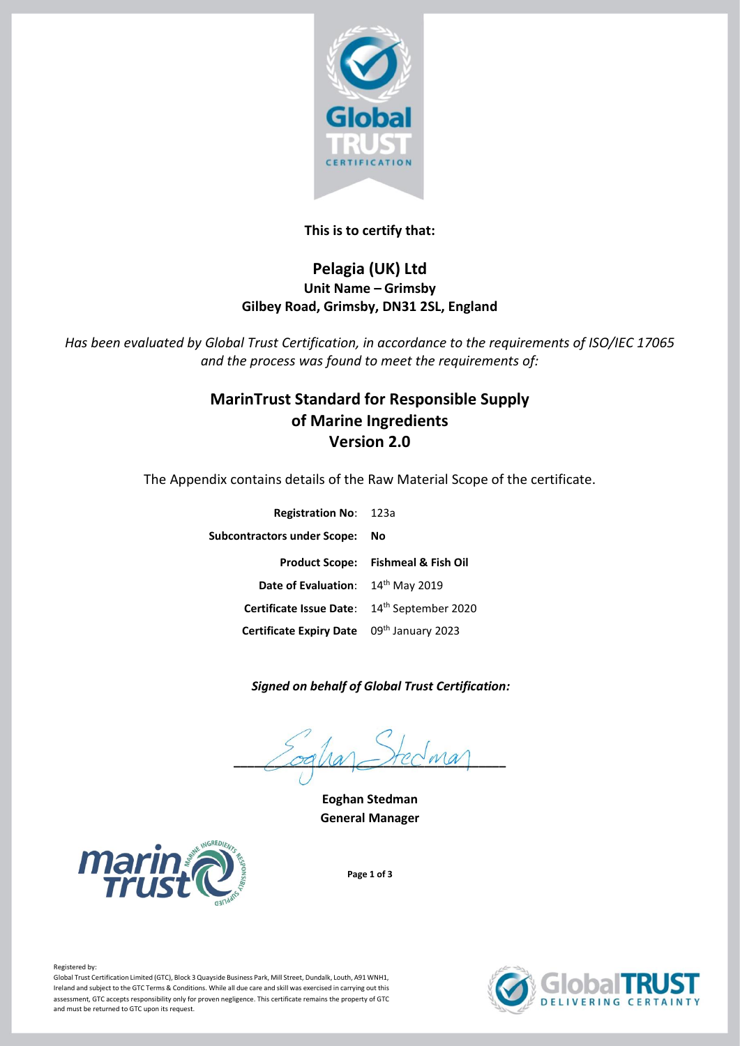**This is to certify that:**

# Pelagia (UK) Ltd

**Unit Name – Grimsby**
**Gilbey Road, Grimsby, DN31 2SL, England**

*Has been evaluated by Global Trust Certification, in accordance to the requirements of ISO/IEC 17065 and the process was found to meet the requirements of:*

## MarinTrust Standard for Responsible Supply of Marine Ingredients Version 2.0

The Appendix contains details of the Raw Material Scope of the certificate.

| | |
|---|---|
| **Registration No**: | 123a |
| **Subcontractors under Scope:** | **No** |
| **Product Scope:** | **Fishmeal & Fish Oil** |
| **Date of Evaluation**: | 14th May 2019 |
| **Certificate Issue Date**: | 14th September 2020 |
| **Certificate Expiry Date** | 09th January 2023 |

***Signed on behalf of Global Trust Certification:***

**Eoghan Stedman**
**General Manager**

Registered by:
Global Trust Certification Limited (GTC), Block 3 Quayside Business Park, Mill Street, Dundalk, Louth, A91 WNH1, Ireland and subject to the GTC Terms & Conditions. While all due care and skill was exercised in carrying out this assessment, GTC accepts responsibility only for proven negligence. This certificate remains the property of GTC and must be returned to GTC upon its request.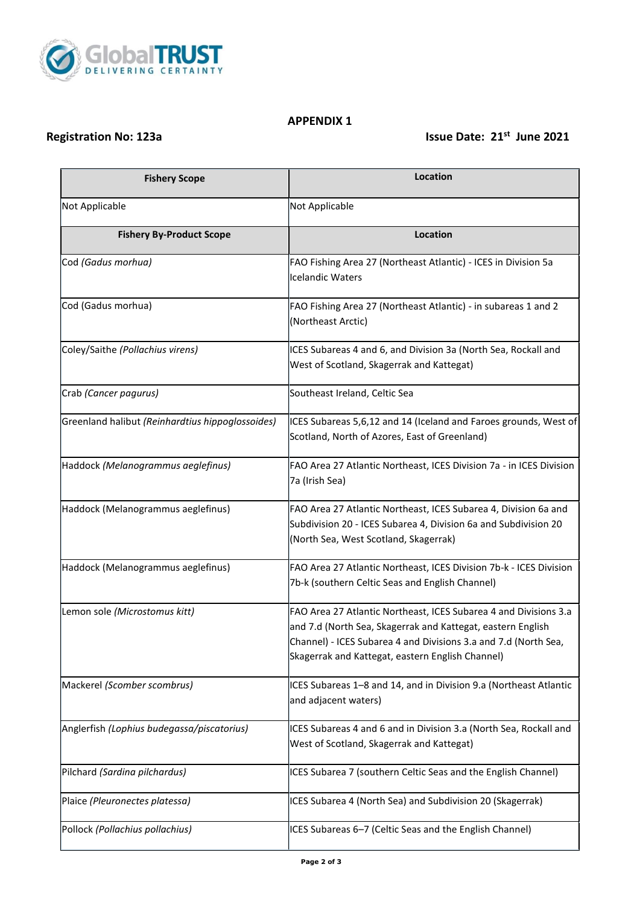## APPENDIX 1

**Registration No: 123a** **Issue Date: 21st June 2021**

| Fishery Scope | Location |
|---|---|
| Not Applicable | Not Applicable |
| **Fishery By-Product Scope** | **Location** |
| Cod *(Gadus morhua)* | FAO Fishing Area 27 (Northeast Atlantic) - ICES in Division 5a Icelandic Waters |
| Cod (Gadus morhua) | FAO Fishing Area 27 (Northeast Atlantic) - in subareas 1 and 2 (Northeast Arctic) |
| Coley/Saithe *(Pollachius virens)* | ICES Subareas 4 and 6, and Division 3a (North Sea, Rockall and West of Scotland, Skagerrak and Kattegat) |
| Crab *(Cancer pagurus)* | Southeast Ireland, Celtic Sea |
| Greenland halibut *(Reinhardtius hippoglossoides)* | ICES Subareas 5,6,12 and 14 (Iceland and Faroes grounds, West of Scotland, North of Azores, East of Greenland) |
| Haddock *(Melanogrammus aeglefinus)* | FAO Area 27 Atlantic Northeast, ICES Division 7a - in ICES Division 7a (Irish Sea) |
| Haddock (Melanogrammus aeglefinus) | FAO Area 27 Atlantic Northeast, ICES Subarea 4, Division 6a and Subdivision 20 - ICES Subarea 4, Division 6a and Subdivision 20 (North Sea, West Scotland, Skagerrak) |
| Haddock (Melanogrammus aeglefinus) | FAO Area 27 Atlantic Northeast, ICES Division 7b-k - ICES Division 7b-k (southern Celtic Seas and English Channel) |
| Lemon sole *(Microstomus kitt)* | FAO Area 27 Atlantic Northeast, ICES Subarea 4 and Divisions 3.a and 7.d (North Sea, Skagerrak and Kattegat, eastern English Channel) - ICES Subarea 4 and Divisions 3.a and 7.d (North Sea, Skagerrak and Kattegat, eastern English Channel) |
| Mackerel *(Scomber scombrus)* | ICES Subareas 1–8 and 14, and in Division 9.a (Northeast Atlantic and adjacent waters) |
| Anglerfish *(Lophius budegassa/piscatorius)* | ICES Subareas 4 and 6 and in Division 3.a (North Sea, Rockall and West of Scotland, Skagerrak and Kattegat) |
| Pilchard *(Sardina pilchardus)* | ICES Subarea 7 (southern Celtic Seas and the English Channel) |
| Plaice *(Pleuronectes platessa)* | ICES Subarea 4 (North Sea) and Subdivision 20 (Skagerrak) |
| Pollock *(Pollachius pollachius)* | ICES Subareas 6–7 (Celtic Seas and the English Channel) |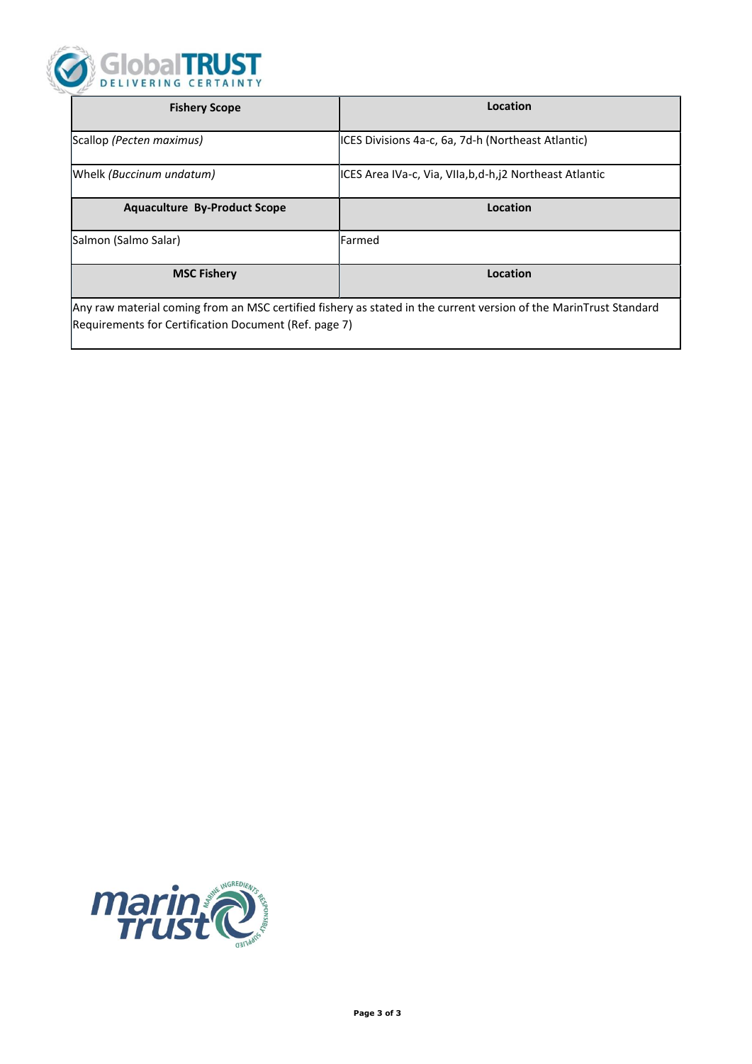| Fishery Scope | Location |
|---|---|
| Scallop *(Pecten maximus)* | ICES Divisions 4a-c, 6a, 7d-h (Northeast Atlantic) |
| Whelk *(Buccinum undatum)* | ICES Area IVa-c, Via, VIIa,b,d-h,j2 Northeast Atlantic |
| **Aquaculture By-Product Scope** | **Location** |
| Salmon (Salmo Salar) | Farmed |
| **MSC Fishery** | **Location** |
| Any raw material coming from an MSC certified fishery as stated in the current version of the MarinTrust Standard Requirements for Certification Document (Ref. page 7) | |